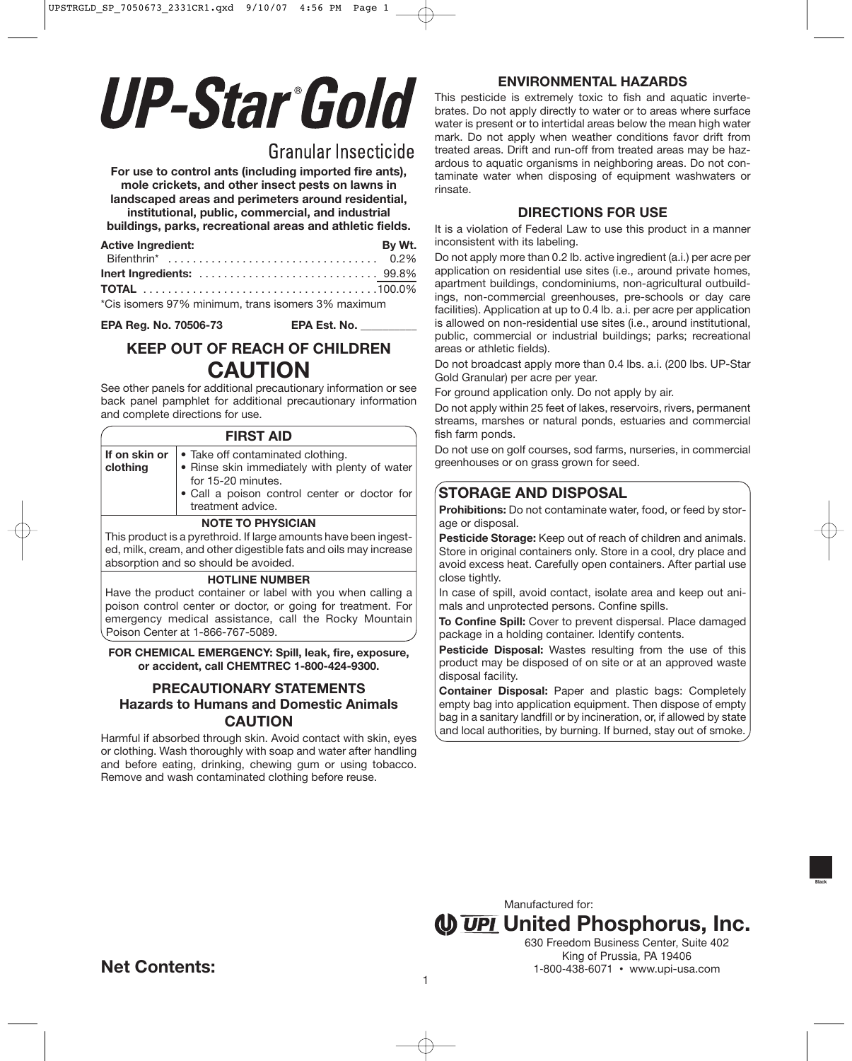# UP-Star® Gold

## Granular Insecticide

**For use to control ants (including imported fire ants), mole crickets, and other insect pests on lawns in landscaped areas and perimeters around residential, institutional, public, commercial, and industrial buildings, parks, recreational areas and athletic fields.**

| **Active Ingredient:** | **By Wt.** |
|---|---|
| Bifenthrin* | 0.2% |
| **Inert Ingredients:** | 99.8% |
| **TOTAL** | 100.0% |

*Cis isomers 97% minimum, trans isomers 3% maximum

**EPA Reg. No. 70506-73** **EPA Est. No.** ________

## KEEP OUT OF REACH OF CHILDREN
## CAUTION

See other panels for additional precautionary information or see back panel pamphlet for additional precautionary information and complete directions for use.

### FIRST AID

| | |
|---|---|
| **If on skin or clothing** | • Take off contaminated clothing.<br>• Rinse skin immediately with plenty of water for 15-20 minutes.<br>• Call a poison control center or doctor for treatment advice. |

**NOTE TO PHYSICIAN**

This product is a pyrethroid. If large amounts have been ingested, milk, cream, and other digestible fats and oils may increase absorption and so should be avoided.

**HOTLINE NUMBER**

Have the product container or label with you when calling a poison control center or doctor, or going for treatment. For emergency medical assistance, call the Rocky Mountain Poison Center at 1-866-767-5089.

**FOR CHEMICAL EMERGENCY: Spill, leak, fire, exposure, or accident, call CHEMTREC 1-800-424-9300.**

### PRECAUTIONARY STATEMENTS
### Hazards to Humans and Domestic Animals
### CAUTION

Harmful if absorbed through skin. Avoid contact with skin, eyes or clothing. Wash thoroughly with soap and water after handling and before eating, drinking, chewing gum or using tobacco. Remove and wash contaminated clothing before reuse.

### ENVIRONMENTAL HAZARDS

This pesticide is extremely toxic to fish and aquatic invertebrates. Do not apply directly to water or to areas where surface water is present or to intertidal areas below the mean high water mark. Do not apply when weather conditions favor drift from treated areas. Drift and run-off from treated areas may be hazardous to aquatic organisms in neighboring areas. Do not contaminate water when disposing of equipment washwaters or rinsate.

### DIRECTIONS FOR USE

It is a violation of Federal Law to use this product in a manner inconsistent with its labeling.

Do not apply more than 0.2 lb. active ingredient (a.i.) per acre per application on residential use sites (i.e., around private homes, apartment buildings, condominiums, non-agricultural outbuildings, non-commercial greenhouses, pre-schools or day care facilities). Application at up to 0.4 lb. a.i. per acre per application is allowed on non-residential use sites (i.e., around institutional, public, commercial or industrial buildings; parks; recreational areas or athletic fields).

Do not broadcast apply more than 0.4 lbs. a.i. (200 lbs. UP-Star Gold Granular) per acre per year.

For ground application only. Do not apply by air.

Do not apply within 25 feet of lakes, reservoirs, rivers, permanent streams, marshes or natural ponds, estuaries and commercial fish farm ponds.

Do not use on golf courses, sod farms, nurseries, in commercial greenhouses or on grass grown for seed.

### STORAGE AND DISPOSAL

**Prohibitions:** Do not contaminate water, food, or feed by storage or disposal.

**Pesticide Storage:** Keep out of reach of children and animals. Store in original containers only. Store in a cool, dry place and avoid excess heat. Carefully open containers. After partial use close tightly.

In case of spill, avoid contact, isolate area and keep out animals and unprotected persons. Confine spills.

**To Confine Spill:** Cover to prevent dispersal. Place damaged package in a holding container. Identify contents.

**Pesticide Disposal:** Wastes resulting from the use of this product may be disposed of on site or at an approved waste disposal facility.

**Container Disposal:** Paper and plastic bags: Completely empty bag into application equipment. Then dispose of empty bag in a sanitary landfill or by incineration, or, if allowed by state and local authorities, by burning. If burned, stay out of smoke.

Manufactured for:
**UPI United Phosphorus, Inc.**
630 Freedom Business Center, Suite 402
King of Prussia, PA 19406
1-800-438-6071 • www.upi-usa.com

**Net Contents:**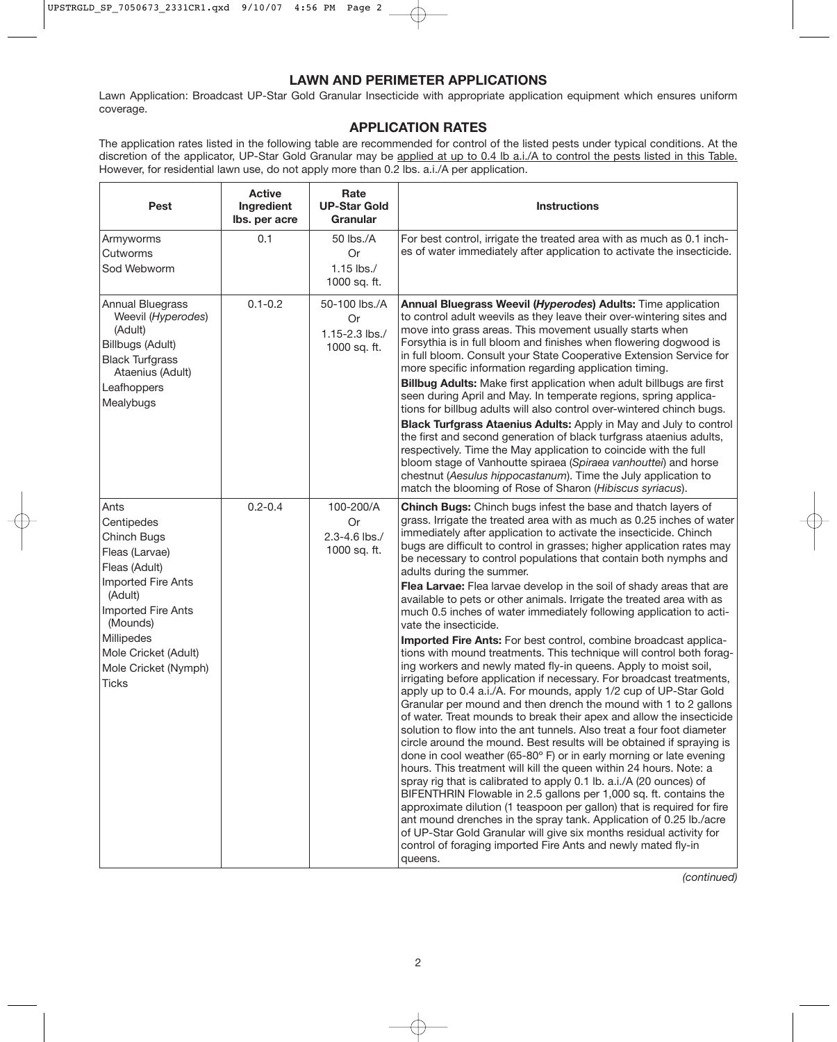## LAWN AND PERIMETER APPLICATIONS

Lawn Application: Broadcast UP-Star Gold Granular Insecticide with appropriate application equipment which ensures uniform coverage.

## APPLICATION RATES

The application rates listed in the following table are recommended for control of the listed pests under typical conditions. At the discretion of the applicator, UP-Star Gold Granular may be applied at up to 0.4 lb a.i./A to control the pests listed in this Table. However, for residential lawn use, do not apply more than 0.2 lbs. a.i./A per application.

| Pest | Active Ingredient lbs. per acre | Rate UP-Star Gold Granular | Instructions |
|---|---|---|---|
| Armyworms<br>Cutworms<br>Sod Webworm | 0.1 | 50 lbs./A<br>Or<br>1.15 lbs./ 1000 sq. ft. | For best control, irrigate the treated area with as much as 0.1 inches of water immediately after application to activate the insecticide. |
| Annual Bluegrass Weevil (*Hyperodes*) (Adult)<br>Billbugs (Adult)<br>Black Turfgrass Ataenius (Adult)<br>Leafhoppers<br>Mealybugs | 0.1-0.2 | 50-100 lbs./A<br>Or<br>1.15-2.3 lbs./ 1000 sq. ft. | **Annual Bluegrass Weevil (*Hyperodes*) Adults:** Time application to control adult weevils as they leave their over-wintering sites and move into grass areas. This movement usually starts when Forsythia is in full bloom and finishes when flowering dogwood is in full bloom. Consult your State Cooperative Extension Service for more specific information regarding application timing.<br>**Billbug Adults:** Make first application when adult billbugs are first seen during April and May. In temperate regions, spring applications for billbug adults will also control over-wintered chinch bugs.<br>**Black Turfgrass Ataenius Adults:** Apply in May and July to control the first and second generation of black turfgrass ataenius adults, respectively. Time the May application to coincide with the full bloom stage of Vanhoutte spiraea (*Spiraea vanhouttei*) and horse chestnut (*Aesulus hippocastanum*). Time the July application to match the blooming of Rose of Sharon (*Hibiscus syriacus*). |
| Ants<br>Centipedes<br>Chinch Bugs<br>Fleas (Larvae)<br>Fleas (Adult)<br>Imported Fire Ants (Adult)<br>Imported Fire Ants (Mounds)<br>Millipedes<br>Mole Cricket (Adult)<br>Mole Cricket (Nymph)<br>Ticks | 0.2-0.4 | 100-200/A<br>Or<br>2.3-4.6 lbs./ 1000 sq. ft. | **Chinch Bugs:** Chinch bugs infest the base and thatch layers of grass. Irrigate the treated area with as much as 0.25 inches of water immediately after application to activate the insecticide. Chinch bugs are difficult to control in grasses; higher application rates may be necessary to control populations that contain both nymphs and adults during the summer.<br>**Flea Larvae:** Flea larvae develop in the soil of shady areas that are available to pets or other animals. Irrigate the treated area with as much 0.5 inches of water immediately following application to activate the insecticide.<br>**Imported Fire Ants:** For best control, combine broadcast applications with mound treatments. This technique will control both foraging workers and newly mated fly-in queens. Apply to moist soil, irrigating before application if necessary. For broadcast treatments, apply up to 0.4 a.i./A. For mounds, apply 1/2 cup of UP-Star Gold Granular per mound and then drench the mound with 1 to 2 gallons of water. Treat mounds to break their apex and allow the insecticide solution to flow into the ant tunnels. Also treat a four foot diameter circle around the mound. Best results will be obtained if spraying is done in cool weather (65-80º F) or in early morning or late evening hours. This treatment will kill the queen within 24 hours. Note: a spray rig that is calibrated to apply 0.1 lb. a.i./A (20 ounces) of BIFENTHRIN Flowable in 2.5 gallons per 1,000 sq. ft. contains the approximate dilution (1 teaspoon per gallon) that is required for fire ant mound drenches in the spray tank. Application of 0.25 lb./acre of UP-Star Gold Granular will give six months residual activity for control of foraging imported Fire Ants and newly mated fly-in queens. |

*(continued)*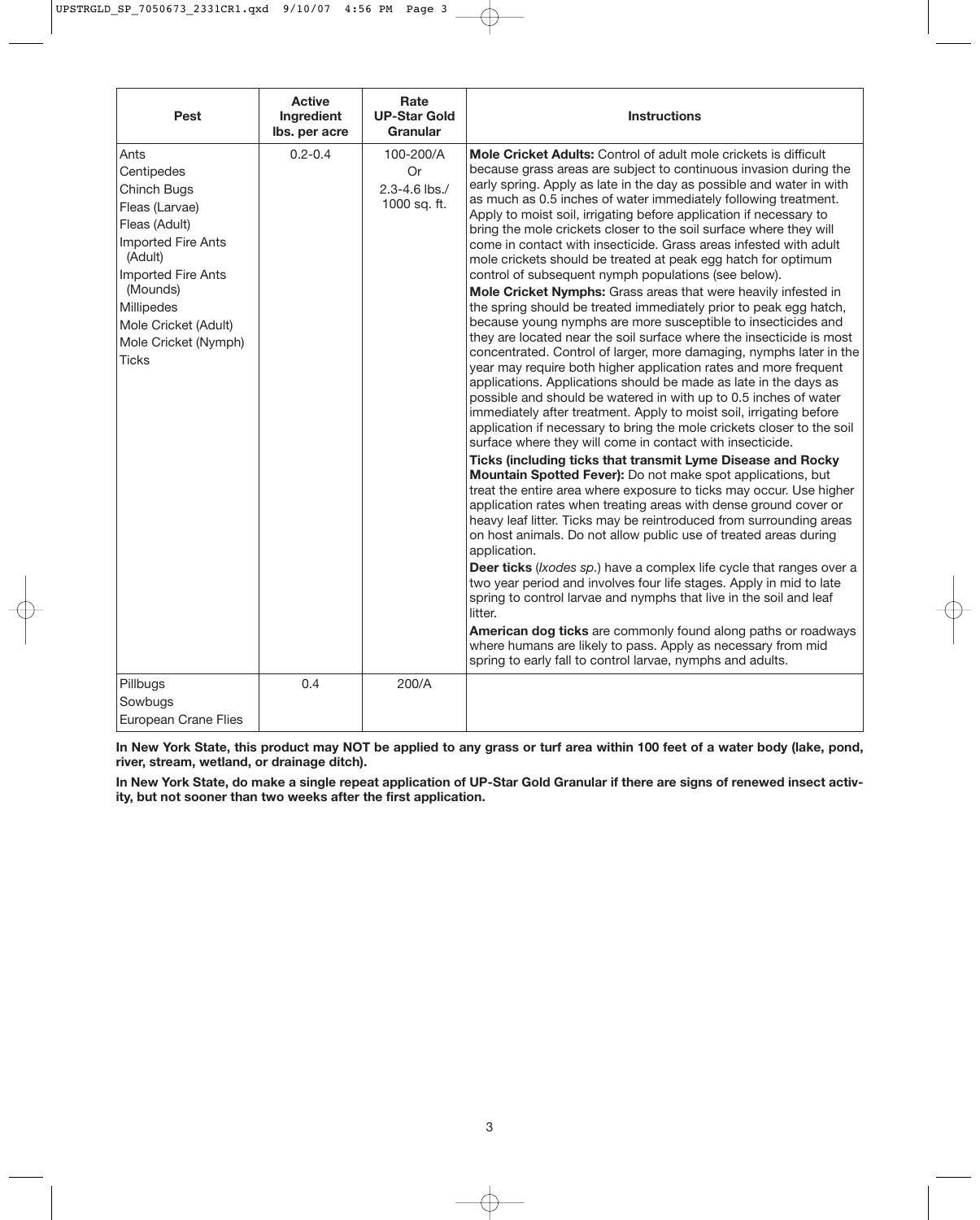| Pest | Active Ingredient lbs. per acre | Rate UP-Star Gold Granular | Instructions |
|---|---|---|---|
| Ants<br>Centipedes<br>Chinch Bugs<br>Fleas (Larvae)<br>Fleas (Adult)<br>Imported Fire Ants (Adult)<br>Imported Fire Ants (Mounds)<br>Millipedes<br>Mole Cricket (Adult)<br>Mole Cricket (Nymph)<br>Ticks | 0.2-0.4 | 100-200/A<br>Or<br>2.3-4.6 lbs./ 1000 sq. ft. | **Mole Cricket Adults:** Control of adult mole crickets is difficult because grass areas are subject to continuous invasion during the early spring. Apply as late in the day as possible and water in with as much as 0.5 inches of water immediately following treatment. Apply to moist soil, irrigating before application if necessary to bring the mole crickets closer to the soil surface where they will come in contact with insecticide. Grass areas infested with adult mole crickets should be treated at peak egg hatch for optimum control of subsequent nymph populations (see below).<br>**Mole Cricket Nymphs:** Grass areas that were heavily infested in the spring should be treated immediately prior to peak egg hatch, because young nymphs are more susceptible to insecticides and they are located near the soil surface where the insecticide is most concentrated. Control of larger, more damaging, nymphs later in the year may require both higher application rates and more frequent applications. Applications should be made as late in the days as possible and should be watered in with up to 0.5 inches of water immediately after treatment. Apply to moist soil, irrigating before application if necessary to bring the mole crickets closer to the soil surface where they will come in contact with insecticide.<br>**Ticks (including ticks that transmit Lyme Disease and Rocky Mountain Spotted Fever):** Do not make spot applications, but treat the entire area where exposure to ticks may occur. Use higher application rates when treating areas with dense ground cover or heavy leaf litter. Ticks may be reintroduced from surrounding areas on host animals. Do not allow public use of treated areas during application.<br>**Deer ticks** (*Ixodes sp.*) have a complex life cycle that ranges over a two year period and involves four life stages. Apply in mid to late spring to control larvae and nymphs that live in the soil and leaf litter.<br>**American dog ticks** are commonly found along paths or roadways where humans are likely to pass. Apply as necessary from mid spring to early fall to control larvae, nymphs and adults. |
| Pillbugs<br>Sowbugs<br>European Crane Flies | 0.4 | 200/A | |

**In New York State, this product may NOT be applied to any grass or turf area within 100 feet of a water body (lake, pond, river, stream, wetland, or drainage ditch).**

**In New York State, do make a single repeat application of UP-Star Gold Granular if there are signs of renewed insect activity, but not sooner than two weeks after the first application.**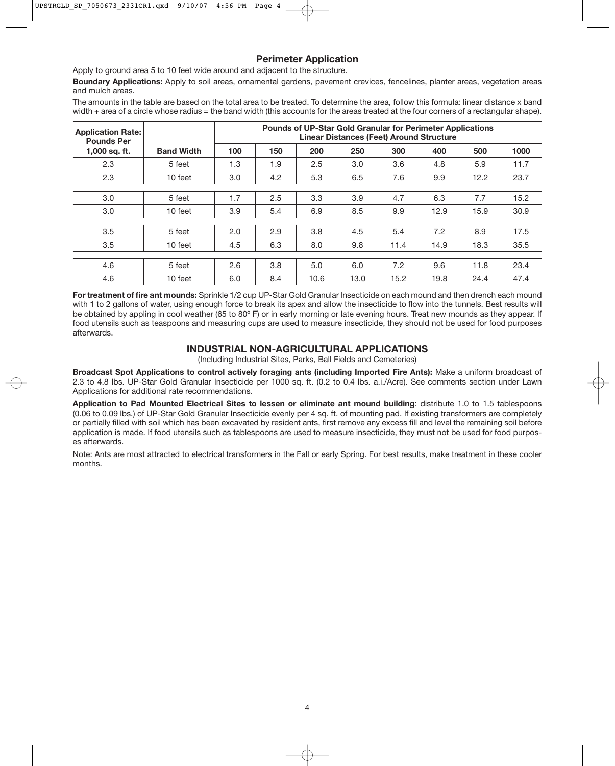## Perimeter Application

Apply to ground area 5 to 10 feet wide around and adjacent to the structure.

**Boundary Applications:** Apply to soil areas, ornamental gardens, pavement crevices, fencelines, planter areas, vegetation areas and mulch areas.

The amounts in the table are based on the total area to be treated. To determine the area, follow this formula: linear distance x band width + area of a circle whose radius = the band width (this accounts for the areas treated at the four corners of a rectangular shape).

| Application Rate: Pounds Per | | Pounds of UP-Star Gold Granular for Perimeter Applications Linear Distances (Feet) Around Structure | | | | | | | |
|---|---|---|---|---|---|---|---|---|---|
| 1,000 sq. ft. | Band Width | 100 | 150 | 200 | 250 | 300 | 400 | 500 | 1000 |
| 2.3 | 5 feet | 1.3 | 1.9 | 2.5 | 3.0 | 3.6 | 4.8 | 5.9 | 11.7 |
| 2.3 | 10 feet | 3.0 | 4.2 | 5.3 | 6.5 | 7.6 | 9.9 | 12.2 | 23.7 |
| 3.0 | 5 feet | 1.7 | 2.5 | 3.3 | 3.9 | 4.7 | 6.3 | 7.7 | 15.2 |
| 3.0 | 10 feet | 3.9 | 5.4 | 6.9 | 8.5 | 9.9 | 12.9 | 15.9 | 30.9 |
| 3.5 | 5 feet | 2.0 | 2.9 | 3.8 | 4.5 | 5.4 | 7.2 | 8.9 | 17.5 |
| 3.5 | 10 feet | 4.5 | 6.3 | 8.0 | 9.8 | 11.4 | 14.9 | 18.3 | 35.5 |
| 4.6 | 5 feet | 2.6 | 3.8 | 5.0 | 6.0 | 7.2 | 9.6 | 11.8 | 23.4 |
| 4.6 | 10 feet | 6.0 | 8.4 | 10.6 | 13.0 | 15.2 | 19.8 | 24.4 | 47.4 |

**For treatment of fire ant mounds:** Sprinkle 1/2 cup UP-Star Gold Granular Insecticide on each mound and then drench each mound with 1 to 2 gallons of water, using enough force to break its apex and allow the insecticide to flow into the tunnels. Best results will be obtained by appling in cool weather (65 to 80º F) or in early morning or late evening hours. Treat new mounds as they appear. If food utensils such as teaspoons and measuring cups are used to measure insecticide, they should not be used for food purposes afterwards.

## INDUSTRIAL NON-AGRICULTURAL APPLICATIONS

(Including Industrial Sites, Parks, Ball Fields and Cemeteries)

**Broadcast Spot Applications to control actively foraging ants (including Imported Fire Ants):** Make a uniform broadcast of 2.3 to 4.8 lbs. UP-Star Gold Granular Insecticide per 1000 sq. ft. (0.2 to 0.4 lbs. a.i./Acre). See comments section under Lawn Applications for additional rate recommendations.

**Application to Pad Mounted Electrical Sites to lessen or eliminate ant mound building**: distribute 1.0 to 1.5 tablespoons (0.06 to 0.09 lbs.) of UP-Star Gold Granular Insecticide evenly per 4 sq. ft. of mounting pad. If existing transformers are completely or partially filled with soil which has been excavated by resident ants, first remove any excess fill and level the remaining soil before application is made. If food utensils such as tablespoons are used to measure insecticide, they must not be used for food purposes afterwards.

Note: Ants are most attracted to electrical transformers in the Fall or early Spring. For best results, make treatment in these cooler months.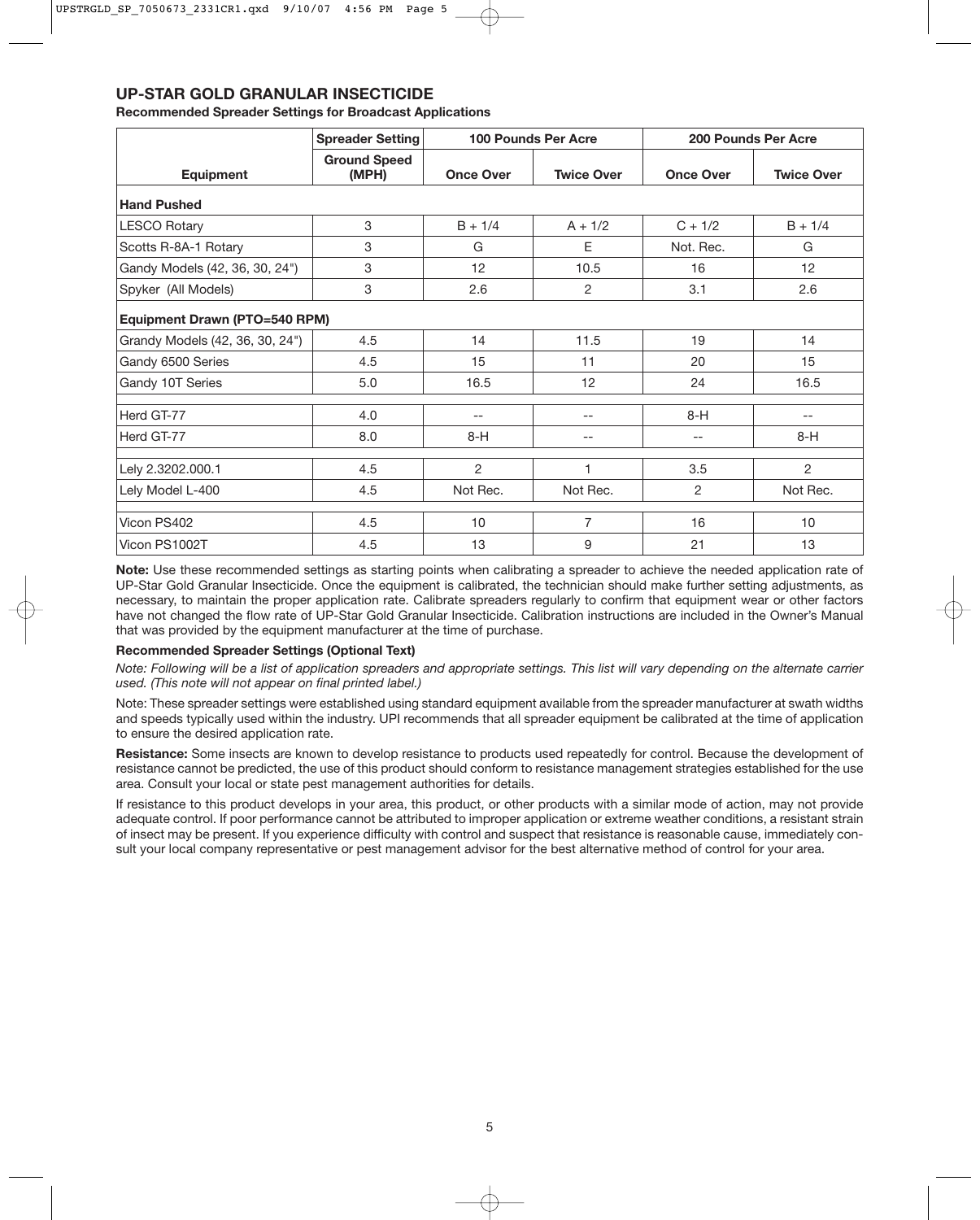## UP-STAR GOLD GRANULAR INSECTICIDE

**Recommended Spreader Settings for Broadcast Applications**

| | Spreader Setting | 100 Pounds Per Acre | | 200 Pounds Per Acre | |
|---|---|---|---|---|---|
| **Equipment** | **Ground Speed (MPH)** | **Once Over** | **Twice Over** | **Once Over** | **Twice Over** |
| **Hand Pushed** | | | | | |
| LESCO Rotary | 3 | B + 1/4 | A + 1/2 | C + 1/2 | B + 1/4 |
| Scotts R-8A-1 Rotary | 3 | G | E | Not. Rec. | G |
| Gandy Models (42, 36, 30, 24") | 3 | 12 | 10.5 | 16 | 12 |
| Spyker (All Models) | 3 | 2.6 | 2 | 3.1 | 2.6 |
| **Equipment Drawn (PTO=540 RPM)** | | | | | |
| Grandy Models (42, 36, 30, 24") | 4.5 | 14 | 11.5 | 19 | 14 |
| Gandy 6500 Series | 4.5 | 15 | 11 | 20 | 15 |
| Gandy 10T Series | 5.0 | 16.5 | 12 | 24 | 16.5 |
| Herd GT-77 | 4.0 | -- | -- | 8-H | -- |
| Herd GT-77 | 8.0 | 8-H | -- | -- | 8-H |
| Lely 2.3202.000.1 | 4.5 | 2 | 1 | 3.5 | 2 |
| Lely Model L-400 | 4.5 | Not Rec. | Not Rec. | 2 | Not Rec. |
| Vicon PS402 | 4.5 | 10 | 7 | 16 | 10 |
| Vicon PS1002T | 4.5 | 13 | 9 | 21 | 13 |

**Note:** Use these recommended settings as starting points when calibrating a spreader to achieve the needed application rate of UP-Star Gold Granular Insecticide. Once the equipment is calibrated, the technician should make further setting adjustments, as necessary, to maintain the proper application rate. Calibrate spreaders regularly to confirm that equipment wear or other factors have not changed the flow rate of UP-Star Gold Granular Insecticide. Calibration instructions are included in the Owner's Manual that was provided by the equipment manufacturer at the time of purchase.

**Recommended Spreader Settings (Optional Text)**

*Note: Following will be a list of application spreaders and appropriate settings. This list will vary depending on the alternate carrier used. (This note will not appear on final printed label.)*

Note: These spreader settings were established using standard equipment available from the spreader manufacturer at swath widths and speeds typically used within the industry. UPI recommends that all spreader equipment be calibrated at the time of application to ensure the desired application rate.

**Resistance:** Some insects are known to develop resistance to products used repeatedly for control. Because the development of resistance cannot be predicted, the use of this product should conform to resistance management strategies established for the use area. Consult your local or state pest management authorities for details.

If resistance to this product develops in your area, this product, or other products with a similar mode of action, may not provide adequate control. If poor performance cannot be attributed to improper application or extreme weather conditions, a resistant strain of insect may be present. If you experience difficulty with control and suspect that resistance is reasonable cause, immediately consult your local company representative or pest management advisor for the best alternative method of control for your area.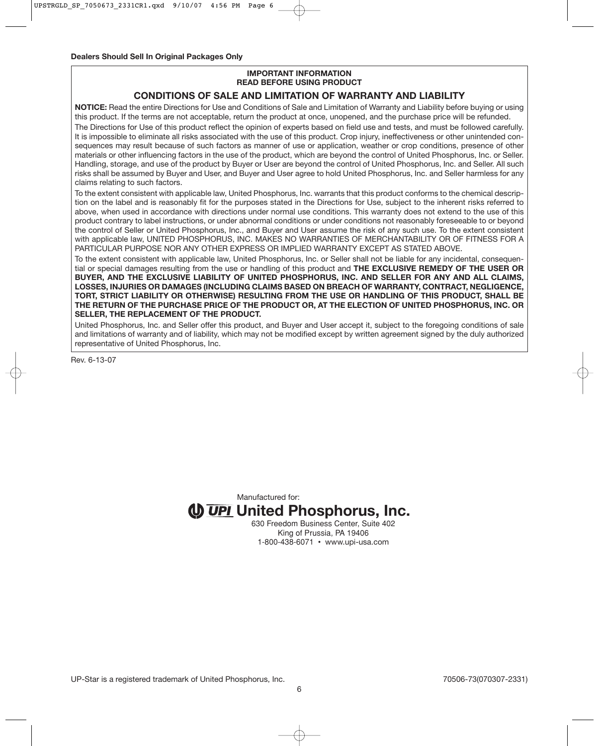**Dealers Should Sell In Original Packages Only**

**IMPORTANT INFORMATION**
**READ BEFORE USING PRODUCT**

## CONDITIONS OF SALE AND LIMITATION OF WARRANTY AND LIABILITY

**NOTICE:** Read the entire Directions for Use and Conditions of Sale and Limitation of Warranty and Liability before buying or using this product. If the terms are not acceptable, return the product at once, unopened, and the purchase price will be refunded.

The Directions for Use of this product reflect the opinion of experts based on field use and tests, and must be followed carefully. It is impossible to eliminate all risks associated with the use of this product. Crop injury, ineffectiveness or other unintended consequences may result because of such factors as manner of use or application, weather or crop conditions, presence of other materials or other influencing factors in the use of the product, which are beyond the control of United Phosphorus, Inc. or Seller. Handling, storage, and use of the product by Buyer or User are beyond the control of United Phosphorus, Inc. and Seller. All such risks shall be assumed by Buyer and User, and Buyer and User agree to hold United Phosphorus, Inc. and Seller harmless for any claims relating to such factors.

To the extent consistent with applicable law, United Phosphorus, Inc. warrants that this product conforms to the chemical description on the label and is reasonably fit for the purposes stated in the Directions for Use, subject to the inherent risks referred to above, when used in accordance with directions under normal use conditions. This warranty does not extend to the use of this product contrary to label instructions, or under abnormal conditions or under conditions not reasonably foreseeable to or beyond the control of Seller or United Phosphorus, Inc., and Buyer and User assume the risk of any such use. To the extent consistent with applicable law, UNITED PHOSPHORUS, INC. MAKES NO WARRANTIES OF MERCHANTABILITY OR OF FITNESS FOR A PARTICULAR PURPOSE NOR ANY OTHER EXPRESS OR IMPLIED WARRANTY EXCEPT AS STATED ABOVE.

To the extent consistent with applicable law, United Phosphorus, Inc. or Seller shall not be liable for any incidental, consequential or special damages resulting from the use or handling of this product and **THE EXCLUSIVE REMEDY OF THE USER OR BUYER, AND THE EXCLUSIVE LIABILITY OF UNITED PHOSPHORUS, INC. AND SELLER FOR ANY AND ALL CLAIMS, LOSSES, INJURIES OR DAMAGES (INCLUDING CLAIMS BASED ON BREACH OF WARRANTY, CONTRACT, NEGLIGENCE, TORT, STRICT LIABILITY OR OTHERWISE) RESULTING FROM THE USE OR HANDLING OF THIS PRODUCT, SHALL BE THE RETURN OF THE PURCHASE PRICE OF THE PRODUCT OR, AT THE ELECTION OF UNITED PHOSPHORUS, INC. OR SELLER, THE REPLACEMENT OF THE PRODUCT.**

United Phosphorus, Inc. and Seller offer this product, and Buyer and User accept it, subject to the foregoing conditions of sale and limitations of warranty and of liability, which may not be modified except by written agreement signed by the duly authorized representative of United Phosphorus, Inc.

Rev. 6-13-07

Manufactured for:

**UPI United Phosphorus, Inc.**

630 Freedom Business Center, Suite 402
King of Prussia, PA 19406
1-800-438-6071 • www.upi-usa.com

UP-Star is a registered trademark of United Phosphorus, Inc.

70506-73(070307-2331)